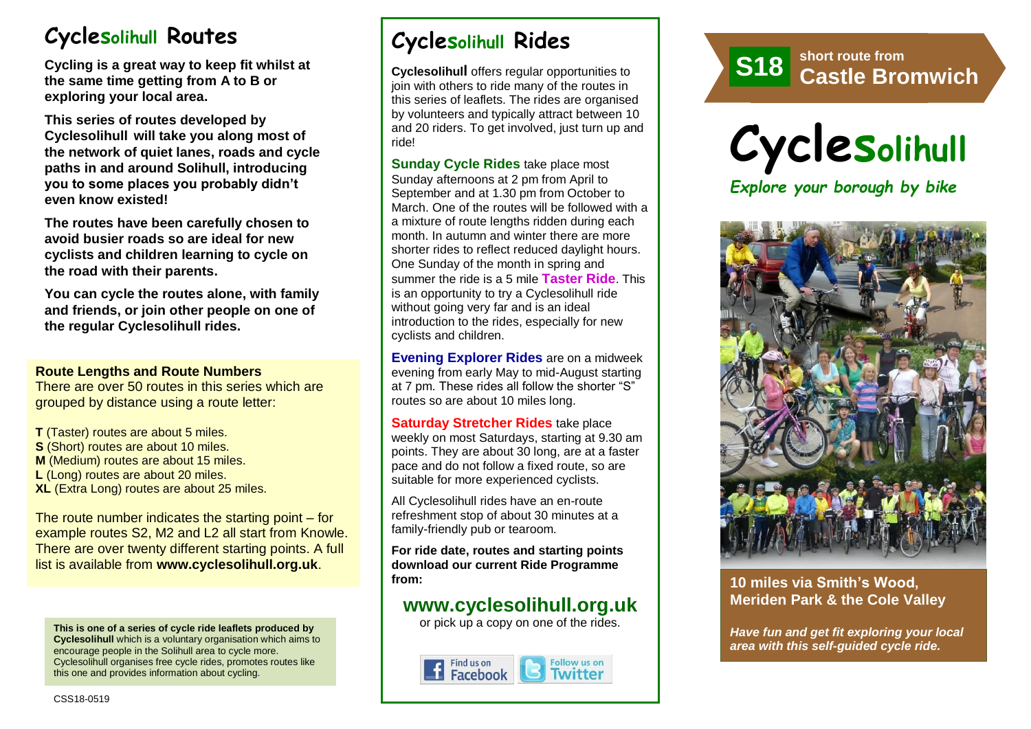# Cyclesolihull Routes

**Cycling is a great way to keep fit whilst at the same time getting from A to B or exploring your local area.**

**This series of routes developed by Cyclesolihull will take you along most of the network of quiet lanes, roads and cycle paths in and around Solihull, introducing you to some places you probably didn't even know existed!**

**The routes have been carefully chosen to avoid busier roads so are ideal for new cyclists and children learning to cycle on the road with their parents.**

**You can cycle the routes alone, with family and friends, or join other people on one of the regular Cyclesolihull rides.**

**Route Lengths and Route Numbers**

There are over 50 routes in this series which are grouped by distance using a route letter:

**T** (Taster) routes are about 5 miles.
**S** (Short) routes are about 10 miles.
**M** (Medium) routes are about 15 miles.
**L** (Long) routes are about 20 miles.
**XL** (Extra Long) routes are about 25 miles.

The route number indicates the starting point – for example routes S2, M2 and L2 all start from Knowle. There are over twenty different starting points. A full list is available from **www.cyclesolihull.org.uk**.

**This is one of a series of cycle ride leaflets produced by Cyclesolihull** which is a voluntary organisation which aims to encourage people in the Solihull area to cycle more. Cyclesolihull organises free cycle rides, promotes routes like this one and provides information about cycling.

CSS18-0519

# Cyclesolihull Rides

**Cyclesolihull** offers regular opportunities to join with others to ride many of the routes in this series of leaflets. The rides are organised by volunteers and typically attract between 10 and 20 riders. To get involved, just turn up and ride!

**Sunday Cycle Rides** take place most Sunday afternoons at 2 pm from April to September and at 1.30 pm from October to March. One of the routes will be followed with a a mixture of route lengths ridden during each month. In autumn and winter there are more shorter rides to reflect reduced daylight hours. One Sunday of the month in spring and summer the ride is a 5 mile **Taster Ride**. This is an opportunity to try a Cyclesolihull ride without going very far and is an ideal introduction to the rides, especially for new cyclists and children.

**Evening Explorer Rides** are on a midweek evening from early May to mid-August starting at 7 pm. These rides all follow the shorter "S" routes so are about 10 miles long.

**Saturday Stretcher Rides** take place weekly on most Saturdays, starting at 9.30 am points. They are about 30 long, are at a faster pace and do not follow a fixed route, so are suitable for more experienced cyclists.

All Cyclesolihull rides have an en-route refreshment stop of about 30 minutes at a family-friendly pub or tearoom.

**For ride date, routes and starting points download our current Ride Programme from:**

## www.cyclesolihull.org.uk

or pick up a copy on one of the rides.

Find us on Facebook | Follow us on Twitter

## S18 short route from Castle Bromwich

# Cyclesolihull

*Explore your borough by bike*

**10 miles via Smith's Wood, Meriden Park & the Cole Valley**

***Have fun and get fit exploring your local area with this self-guided cycle ride.***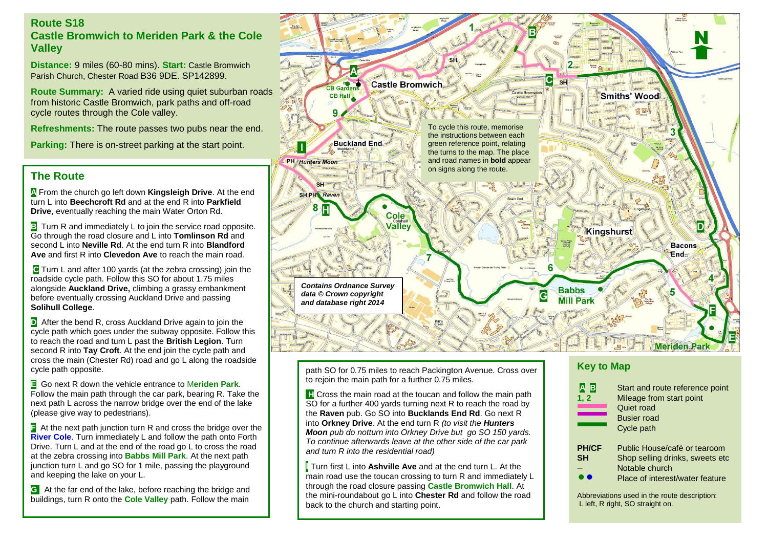## Route S18

## Castle Bromwich to Meriden Park & the Cole Valley

**Distance:** 9 miles (60-80 mins). **Start:** Castle Bromwich Parish Church, Chester Road B36 9DE. SP142899.

**Route Summary:** A varied ride using quiet suburban roads from historic Castle Bromwich, park paths and off-road cycle routes through the Cole valley.

**Refreshments:** The route passes two pubs near the end.

**Parking:** There is on-street parking at the start point.

## The Route

**A** From the church go left down **Kingsleigh Drive**. At the end turn L into **Beechcroft Rd** and at the end R into **Parkfield Drive**, eventually reaching the main Water Orton Rd.

**B** Turn R and immediately L to join the service road opposite. Go through the road closure and L into **Tomlinson Rd** and second L into **Neville Rd**. At the end turn R into **Blandford Ave** and first R into **Clevedon Ave** to reach the main road.

**C** Turn L and after 100 yards (at the zebra crossing) join the roadside cycle path. Follow this SO for about 1.75 miles alongside **Auckland Drive,** climbing a grassy embankment before eventually crossing Auckland Drive and passing **Solihull College**.

**D** After the bend R, cross Auckland Drive again to join the cycle path which goes under the subway opposite. Follow this to reach the road and turn L past the **British Legion**. Turn second R into **Tay Croft**. At the end join the cycle path and cross the main (Chester Rd) road and go L along the roadside cycle path opposite.

**E** Go next R down the vehicle entrance to **Meriden Park**. Follow the main path through the car park, bearing R. Take the next path L across the narrow bridge over the end of the lake (please give way to pedestrians).

**F** At the next path junction turn R and cross the bridge over the **River Cole**. Turn immediately L and follow the path onto Forth Drive. Turn L and at the end of the road go L to cross the road at the zebra crossing into **Babbs Mill Park**. At the next path junction turn L and go SO for 1 mile, passing the playground and keeping the lake on your L.

**G** At the far end of the lake, before reaching the bridge and buildings, turn R onto the **Cole Valley** path. Follow the main path SO for 0.75 miles to reach Packington Avenue. Cross over to rejoin the main path for a further 0.75 miles.

**H** Cross the main road at the toucan and follow the main path SO for a further 400 yards turning next R to reach the road by the **Raven** pub. Go SO into **Bucklands End Rd**. Go next R into **Orkney Drive**. At the end turn R *(to visit the **Hunters Moon** pub do notturn into Orkney Drive but go SO 150 yards. To continue afterwards leave at the other side of the car park and turn R into the residential road)*

**I** Turn first L into **Ashville Ave** and at the end turn L. At the main road use the toucan crossing to turn R and immediately L through the road closure passing **Castle Bromwich Hall**. At the mini-roundabout go L into **Chester Rd** and follow the road back to the church and starting point.

To cycle this route, memorise the instructions between each green reference point, relating the turns to the map. The place and road names in **bold** appear on signs along the route.

*Contains Ordnance Survey data © Crown copyright and database right 2014*

Castle Bromwich
CB Gardens
CB Hall
Buckland End
PH Hunters Moon
SH PH Raven
Cole Valley
Smiths' Wood
Kingshurst
Bacons End
Babbs Mill Park
Meriden Park
N

## Key to Map

- **A B** Start and route reference point
- **1, 2** Mileage from start point
- Quiet road
- Busier road
- Cycle path
- **PH/CF** Public House/café or tearoom
- **SH** Shop selling drinks, sweets etc
- Notable church
- Place of interest/water feature

Abbreviations used in the route description: L left, R right, SO straight on.